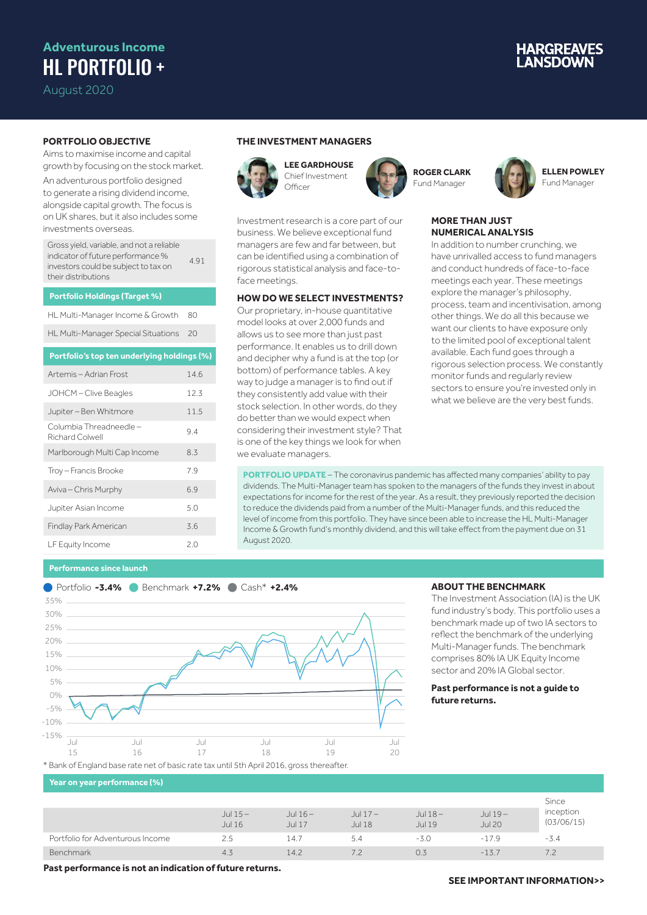# Adventurous Income

# HL PORTFOLIO +

August 2020

## PORTFOLIO OBJECTIVE

Aims to maximise income and capital growth by focusing on the stock market.

An adventurous portfolio designed to generate a rising dividend income, alongside capital growth. The focus is on UK shares, but it also includes some investments overseas.

| Gross yield, variable, and not a reliable indicator of future performance % investors could be subject to tax on their distributions | 4.91 |
|---|---|

| Portfolio Holdings (Target %) | |
|---|---|
| HL Multi-Manager Income & Growth | 80 |
| HL Multi-Manager Special Situations | 20 |

| Portfolio's top ten underlying holdings (%) | |
|---|---|
| Artemis – Adrian Frost | 14.6 |
| JOHCM – Clive Beagles | 12.3 |
| Jupiter – Ben Whitmore | 11.5 |
| Columbia Threadneedle – Richard Colwell | 9.4 |
| Marlborough Multi Cap Income | 8.3 |
| Troy – Francis Brooke | 7.9 |
| Aviva – Chris Murphy | 6.9 |
| Jupiter Asian Income | 5.0 |
| Findlay Park American | 3.6 |
| LF Equity Income | 2.0 |

## THE INVESTMENT MANAGERS

**LEE GARDHOUSE** Chief Investment Officer

**ROGER CLARK** Fund Manager

**ELLEN POWLEY** Fund Manager

Investment research is a core part of our business. We believe exceptional fund managers are few and far between, but can be identified using a combination of rigorous statistical analysis and face-to-face meetings.

### HOW DO WE SELECT INVESTMENTS?

Our proprietary, in-house quantitative model looks at over 2,000 funds and allows us to see more than just past performance. It enables us to drill down and decipher why a fund is at the top (or bottom) of performance tables. A key way to judge a manager is to find out if they consistently add value with their stock selection. In other words, do they do better than we would expect when considering their investment style? That is one of the key things we look for when we evaluate managers.

### MORE THAN JUST NUMERICAL ANALYSIS

In addition to number crunching, we have unrivalled access to fund managers and conduct hundreds of face-to-face meetings each year. These meetings explore the manager's philosophy, process, team and incentivisation, among other things. We do all this because we want our clients to have exposure only to the limited pool of exceptional talent available. Each fund goes through a rigorous selection process. We constantly monitor funds and regularly review sectors to ensure you're invested only in what we believe are the very best funds.

**PORTFOLIO UPDATE** – The coronavirus pandemic has affected many companies' ability to pay dividends. The Multi-Manager team has spoken to the managers of the funds they invest in about expectations for income for the rest of the year. As a result, they previously reported the decision to reduce the dividends paid from a number of the Multi-Manager funds, and this reduced the level of income from this portfolio. They have since been able to increase the HL Multi-Manager Income & Growth fund's monthly dividend, and this will take effect from the payment due on 31 August 2020.

## Performance since launch

Portfolio **-3.4%** Benchmark **+7.2%** Cash* **+2.4%**

\* Bank of England base rate net of basic rate tax until 5th April 2016, gross thereafter.

### ABOUT THE BENCHMARK

The Investment Association (IA) is the UK fund industry's body. This portfolio uses a benchmark made up of two IA sectors to reflect the benchmark of the underlying Multi-Manager funds. The benchmark comprises 80% IA UK Equity Income sector and 20% IA Global sector.

**Past performance is not a guide to future returns.**

## Year on year performance (%)

| | Jul 15 – Jul 16 | Jul 16 – Jul 17 | Jul 17 – Jul 18 | Jul 18 – Jul 19 | Jul 19 – Jul 20 | Since inception (03/06/15) |
|---|---|---|---|---|---|---|
| Portfolio for Adventurous Income | 2.5 | 14.7 | 5.4 | -3.0 | -17.9 | -3.4 |
| Benchmark | 4.3 | 14.2 | 7.2 | 0.3 | -13.7 | 7.2 |

**Past performance is not an indication of future returns.**

**SEE IMPORTANT INFORMATION>>**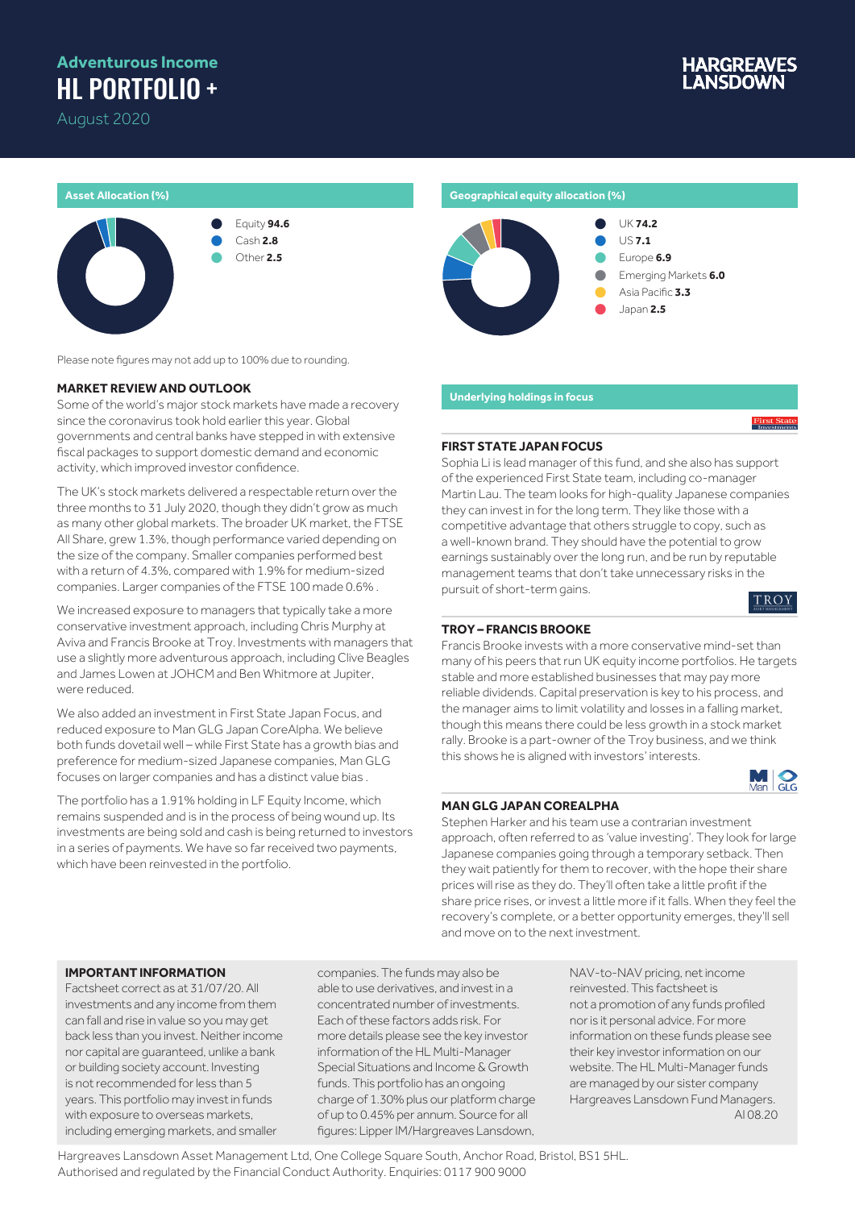Adventurous Income

# HL PORTFOLIO +

August 2020

HARGREAVES LANSDOWN

## Asset Allocation (%)

Equity **94.6**
Cash **2.8**
Other **2.5**

## Geographical equity allocation (%)

UK **74.2**
US **7.1**
Europe **6.9**
Emerging Markets **6.0**
Asia Pacific **3.3**
Japan **2.5**

Please note figures may not add up to 100% due to rounding.

### MARKET REVIEW AND OUTLOOK

Some of the world's major stock markets have made a recovery since the coronavirus took hold earlier this year. Global governments and central banks have stepped in with extensive fiscal packages to support domestic demand and economic activity, which improved investor confidence.

The UK's stock markets delivered a respectable return over the three months to 31 July 2020, though they didn't grow as much as many other global markets. The broader UK market, the FTSE All Share, grew 1.3%, though performance varied depending on the size of the company. Smaller companies performed best with a return of 4.3%, compared with 1.9% for medium-sized companies. Larger companies of the FTSE 100 made 0.6% .

We increased exposure to managers that typically take a more conservative investment approach, including Chris Murphy at Aviva and Francis Brooke at Troy. Investments with managers that use a slightly more adventurous approach, including Clive Beagles and James Lowen at JOHCM and Ben Whitmore at Jupiter, were reduced.

We also added an investment in First State Japan Focus, and reduced exposure to Man GLG Japan CoreAlpha. We believe both funds dovetail well – while First State has a growth bias and preference for medium-sized Japanese companies, Man GLG focuses on larger companies and has a distinct value bias .

The portfolio has a 1.91% holding in LF Equity Income, which remains suspended and is in the process of being wound up. Its investments are being sold and cash is being returned to investors in a series of payments. We have so far received two payments, which have been reinvested in the portfolio.

## Underlying holdings in focus

### FIRST STATE JAPAN FOCUS

Sophia Li is lead manager of this fund, and she also has support of the experienced First State team, including co-manager Martin Lau. The team looks for high-quality Japanese companies they can invest in for the long term. They like those with a competitive advantage that others struggle to copy, such as a well-known brand. They should have the potential to grow earnings sustainably over the long run, and be run by reputable management teams that don't take unnecessary risks in the pursuit of short-term gains.

### TROY – FRANCIS BROOKE

Francis Brooke invests with a more conservative mind-set than many of his peers that run UK equity income portfolios. He targets stable and more established businesses that may pay more reliable dividends. Capital preservation is key to his process, and the manager aims to limit volatility and losses in a falling market, though this means there could be less growth in a stock market rally. Brooke is a part-owner of the Troy business, and we think this shows he is aligned with investors' interests.

### MAN GLG JAPAN COREALPHA

Stephen Harker and his team use a contrarian investment approach, often referred to as 'value investing'. They look for large Japanese companies going through a temporary setback. Then they wait patiently for them to recover, with the hope their share prices will rise as they do. They'll often take a little profit if the share price rises, or invest a little more if it falls. When they feel the recovery's complete, or a better opportunity emerges, they'll sell and move on to the next investment.

### IMPORTANT INFORMATION

Factsheet correct as at 31/07/20. All investments and any income from them can fall and rise in value so you may get back less than you invest. Neither income nor capital are guaranteed, unlike a bank or building society account. Investing is not recommended for less than 5 years. This portfolio may invest in funds with exposure to overseas markets, including emerging markets, and smaller companies. The funds may also be able to use derivatives, and invest in a concentrated number of investments. Each of these factors adds risk. For more details please see the key investor information of the HL Multi-Manager Special Situations and Income & Growth funds. This portfolio has an ongoing charge of 1.30% plus our platform charge of up to 0.45% per annum. Source for all figures: Lipper IM/Hargreaves Lansdown, NAV-to-NAV pricing, net income reinvested. This factsheet is not a promotion of any funds profiled nor is it personal advice. For more information on these funds please see their key investor information on our website. The HL Multi-Manager funds are managed by our sister company Hargreaves Lansdown Fund Managers.

AI 08.20

Hargreaves Lansdown Asset Management Ltd, One College Square South, Anchor Road, Bristol, BS1 5HL. Authorised and regulated by the Financial Conduct Authority. Enquiries: 0117 900 9000